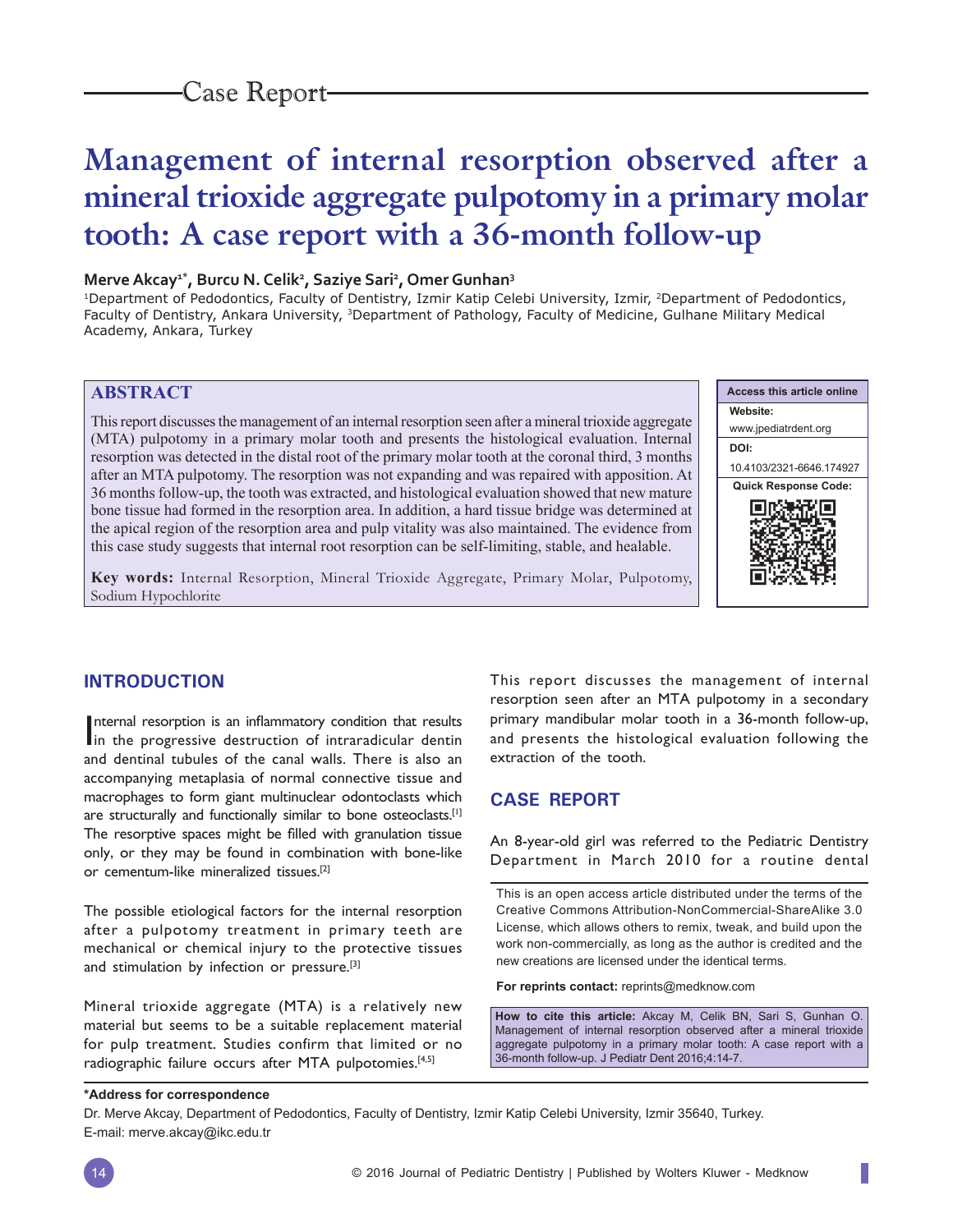Case Report

# Management of internal resorption observed after a mineral trioxide aggregate pulpotomy in a primary molar tooth: A case report with a 36-month follow-up

**Merve Akcay[1*], Burcu N. Celik[2], Saziye Sari[2], Omer Gunhan[3]**

[1]Department of Pedodontics, Faculty of Dentistry, Izmir Katip Celebi University, Izmir, [2]Department of Pedodontics, Faculty of Dentistry, Ankara University, [3]Department of Pathology, Faculty of Medicine, Gulhane Military Medical Academy, Ankara, Turkey

## ABSTRACT

This report discusses the management of an internal resorption seen after a mineral trioxide aggregate (MTA) pulpotomy in a primary molar tooth and presents the histological evaluation. Internal resorption was detected in the distal root of the primary molar tooth at the coronal third, 3 months after an MTA pulpotomy. The resorption was not expanding and was repaired with apposition. At 36 months follow-up, the tooth was extracted, and histological evaluation showed that new mature bone tissue had formed in the resorption area. In addition, a hard tissue bridge was determined at the apical region of the resorption area and pulp vitality was also maintained. The evidence from this case study suggests that internal root resorption can be self-limiting, stable, and healable.

**Key words:** Internal Resorption, Mineral Trioxide Aggregate, Primary Molar, Pulpotomy, Sodium Hypochlorite

| Access this article online |
| --- |
| **Website:** |
| www.jpediatrdent.org |
| **DOI:** |
| 10.4103/2321-6646.174927 |
| **Quick Response Code:** |

## INTRODUCTION

Internal resorption is an inflammatory condition that results in the progressive destruction of intraradicular dentin and dentinal tubules of the canal walls. There is also an accompanying metaplasia of normal connective tissue and macrophages to form giant multinuclear odontoclasts which are structurally and functionally similar to bone osteoclasts.[1] The resorptive spaces might be filled with granulation tissue only, or they may be found in combination with bone-like or cementum-like mineralized tissues.[2]

The possible etiological factors for the internal resorption after a pulpotomy treatment in primary teeth are mechanical or chemical injury to the protective tissues and stimulation by infection or pressure.[3]

Mineral trioxide aggregate (MTA) is a relatively new material but seems to be a suitable replacement material for pulp treatment. Studies confirm that limited or no radiographic failure occurs after MTA pulpotomies.[4,5]

This report discusses the management of internal resorption seen after an MTA pulpotomy in a secondary primary mandibular molar tooth in a 36-month follow-up, and presents the histological evaluation following the extraction of the tooth.

## CASE REPORT

An 8-year-old girl was referred to the Pediatric Dentistry Department in March 2010 for a routine dental

This is an open access article distributed under the terms of the Creative Commons Attribution-NonCommercial-ShareAlike 3.0 License, which allows others to remix, tweak, and build upon the work non-commercially, as long as the author is credited and the new creations are licensed under the identical terms.

**For reprints contact:** reprints@medknow.com

**How to cite this article:** Akcay M, Celik BN, Sari S, Gunhan O. Management of internal resorption observed after a mineral trioxide aggregate pulpotomy in a primary molar tooth: A case report with a 36-month follow-up. J Pediatr Dent 2016;4:14-7.

**\*Address for correspondence**

Dr. Merve Akcay, Department of Pedodontics, Faculty of Dentistry, Izmir Katip Celebi University, Izmir 35640, Turkey.
E-mail: merve.akcay@ikc.edu.tr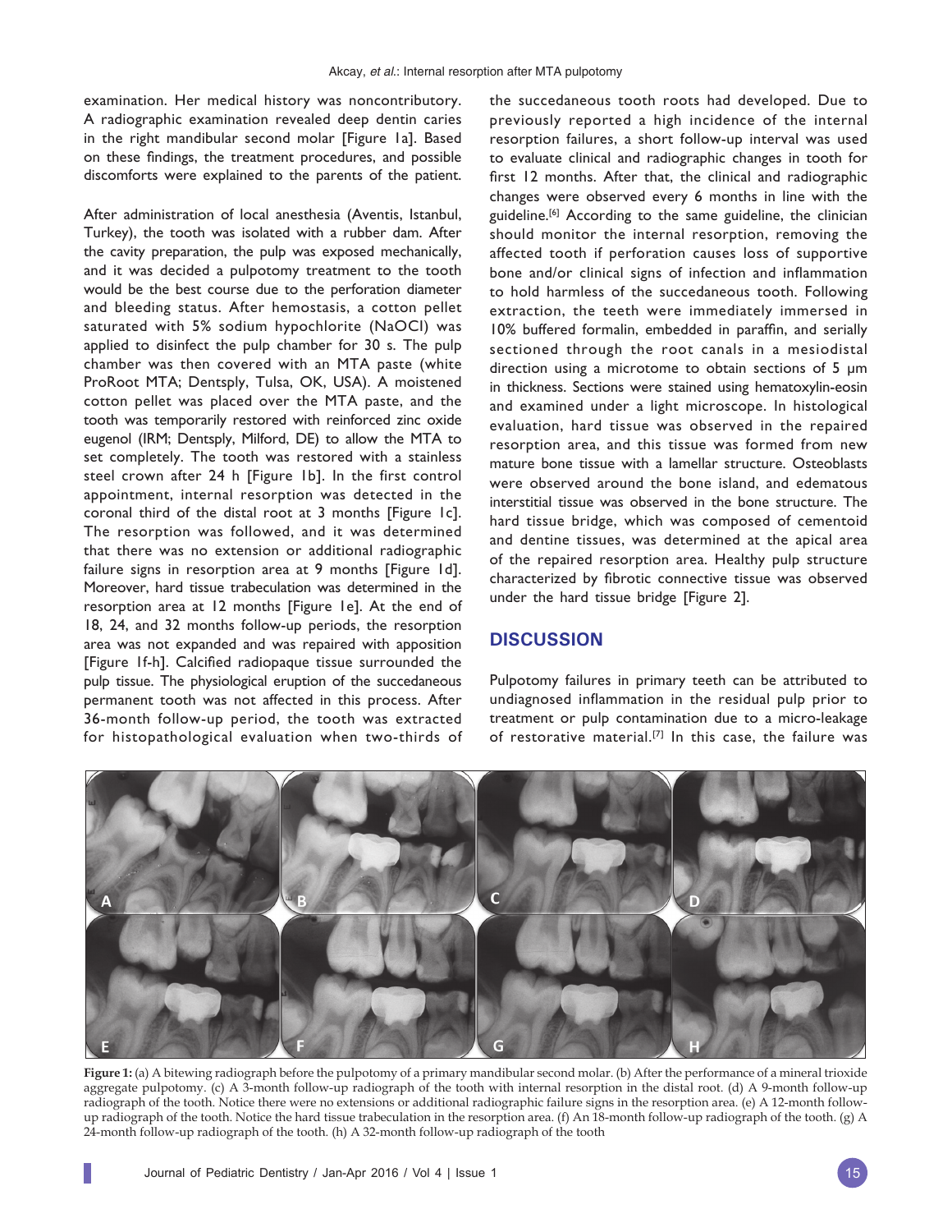examination. Her medical history was noncontributory. A radiographic examination revealed deep dentin caries in the right mandibular second molar [Figure 1a]. Based on these findings, the treatment procedures, and possible discomforts were explained to the parents of the patient.

After administration of local anesthesia (Aventis, Istanbul, Turkey), the tooth was isolated with a rubber dam. After the cavity preparation, the pulp was exposed mechanically, and it was decided a pulpotomy treatment to the tooth would be the best course due to the perforation diameter and bleeding status. After hemostasis, a cotton pellet saturated with 5% sodium hypochlorite (NaOCl) was applied to disinfect the pulp chamber for 30 s. The pulp chamber was then covered with an MTA paste (white ProRoot MTA; Dentsply, Tulsa, OK, USA). A moistened cotton pellet was placed over the MTA paste, and the tooth was temporarily restored with reinforced zinc oxide eugenol (IRM; Dentsply, Milford, DE) to allow the MTA to set completely. The tooth was restored with a stainless steel crown after 24 h [Figure 1b]. In the first control appointment, internal resorption was detected in the coronal third of the distal root at 3 months [Figure 1c]. The resorption was followed, and it was determined that there was no extension or additional radiographic failure signs in resorption area at 9 months [Figure 1d]. Moreover, hard tissue trabeculation was determined in the resorption area at 12 months [Figure 1e]. At the end of 18, 24, and 32 months follow-up periods, the resorption area was not expanded and was repaired with apposition [Figure 1f-h]. Calcified radiopaque tissue surrounded the pulp tissue. The physiological eruption of the succedaneous permanent tooth was not affected in this process. After 36-month follow-up period, the tooth was extracted for histopathological evaluation when two-thirds of the succedaneous tooth roots had developed. Due to previously reported a high incidence of the internal resorption failures, a short follow-up interval was used to evaluate clinical and radiographic changes in tooth for first 12 months. After that, the clinical and radiographic changes were observed every 6 months in line with the guideline.[6] According to the same guideline, the clinician should monitor the internal resorption, removing the affected tooth if perforation causes loss of supportive bone and/or clinical signs of infection and inflammation to hold harmless of the succedaneous tooth. Following extraction, the teeth were immediately immersed in 10% buffered formalin, embedded in paraffin, and serially sectioned through the root canals in a mesiodistal direction using a microtome to obtain sections of 5 μm in thickness. Sections were stained using hematoxylin-eosin and examined under a light microscope. In histological evaluation, hard tissue was observed in the repaired resorption area, and this tissue was formed from new mature bone tissue with a lamellar structure. Osteoblasts were observed around the bone island, and edematous interstitial tissue was observed in the bone structure. The hard tissue bridge, which was composed of cementoid and dentine tissues, was determined at the apical area of the repaired resorption area. Healthy pulp structure characterized by fibrotic connective tissue was observed under the hard tissue bridge [Figure 2].

## DISCUSSION

Pulpotomy failures in primary teeth can be attributed to undiagnosed inflammation in the residual pulp prior to treatment or pulp contamination due to a micro-leakage of restorative material.[7] In this case, the failure was

**Figure 1:** (a) A bitewing radiograph before the pulpotomy of a primary mandibular second molar. (b) After the performance of a mineral trioxide aggregate pulpotomy. (c) A 3-month follow-up radiograph of the tooth with internal resorption in the distal root. (d) A 9-month follow-up radiograph of the tooth. Notice there were no extensions or additional radiographic failure signs in the resorption area. (e) A 12-month follow-up radiograph of the tooth. Notice the hard tissue trabeculation in the resorption area. (f) An 18-month follow-up radiograph of the tooth. (g) A 24-month follow-up radiograph of the tooth. (h) A 32-month follow-up radiograph of the tooth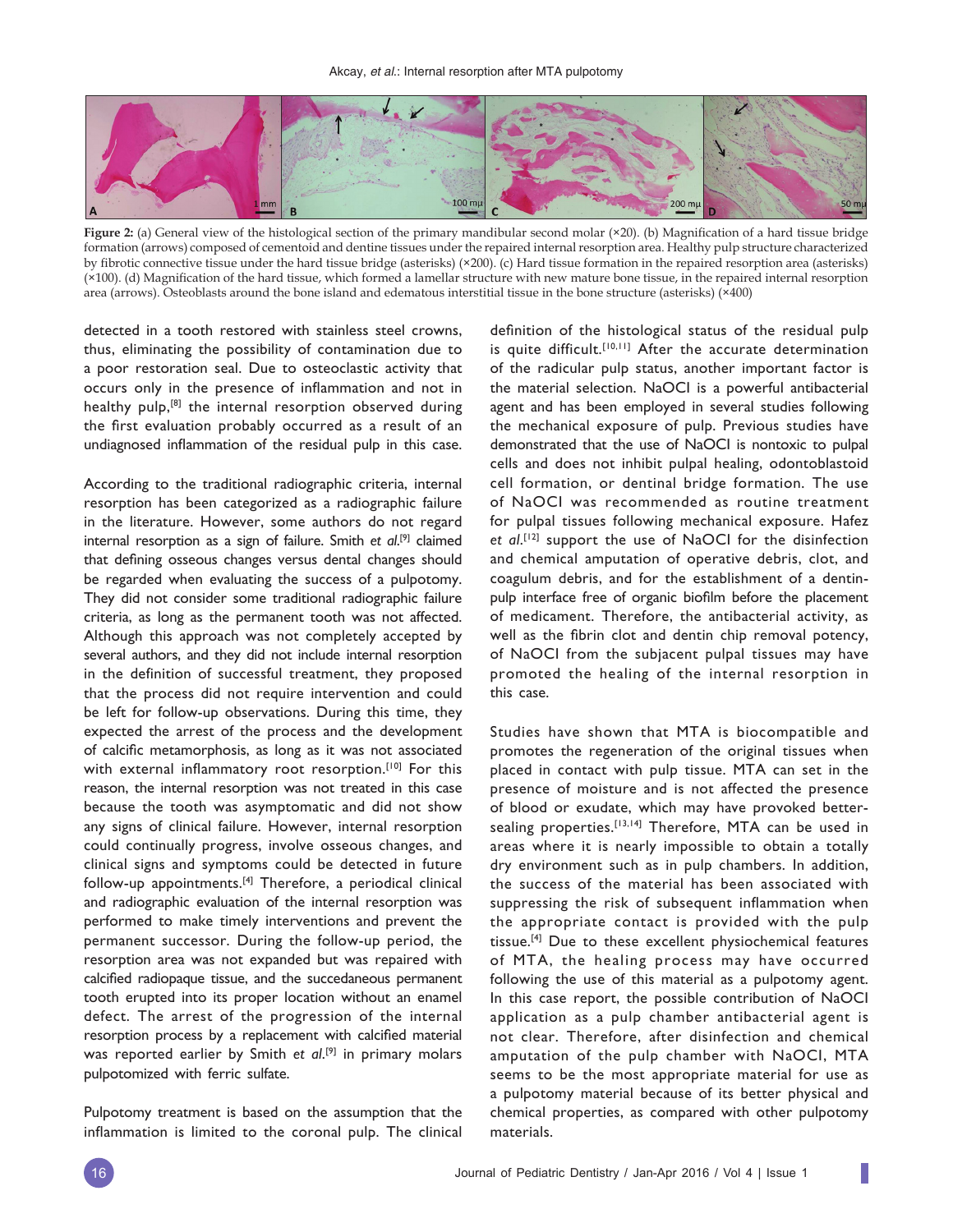**Figure 2:** (a) General view of the histological section of the primary mandibular second molar (×20). (b) Magnification of a hard tissue bridge formation (arrows) composed of cementoid and dentine tissues under the repaired internal resorption area. Healthy pulp structure characterized by fibrotic connective tissue under the hard tissue bridge (asterisks) (×200). (c) Hard tissue formation in the repaired resorption area (asterisks) (×100). (d) Magnification of the hard tissue, which formed a lamellar structure with new mature bone tissue, in the repaired internal resorption area (arrows). Osteoblasts around the bone island and edematous interstitial tissue in the bone structure (asterisks) (×400)

detected in a tooth restored with stainless steel crowns, thus, eliminating the possibility of contamination due to a poor restoration seal. Due to osteoclastic activity that occurs only in the presence of inflammation and not in healthy pulp,[8] the internal resorption observed during the first evaluation probably occurred as a result of an undiagnosed inflammation of the residual pulp in this case.

According to the traditional radiographic criteria, internal resorption has been categorized as a radiographic failure in the literature. However, some authors do not regard internal resorption as a sign of failure. Smith *et al*.[9] claimed that defining osseous changes versus dental changes should be regarded when evaluating the success of a pulpotomy. They did not consider some traditional radiographic failure criteria, as long as the permanent tooth was not affected. Although this approach was not completely accepted by several authors, and they did not include internal resorption in the definition of successful treatment, they proposed that the process did not require intervention and could be left for follow-up observations. During this time, they expected the arrest of the process and the development of calcific metamorphosis, as long as it was not associated with external inflammatory root resorption.[10] For this reason, the internal resorption was not treated in this case because the tooth was asymptomatic and did not show any signs of clinical failure. However, internal resorption could continually progress, involve osseous changes, and clinical signs and symptoms could be detected in future follow-up appointments.[4] Therefore, a periodical clinical and radiographic evaluation of the internal resorption was performed to make timely interventions and prevent the permanent successor. During the follow-up period, the resorption area was not expanded but was repaired with calcified radiopaque tissue, and the succedaneous permanent tooth erupted into its proper location without an enamel defect. The arrest of the progression of the internal resorption process by a replacement with calcified material was reported earlier by Smith *et al*.[9] in primary molars pulpotomized with ferric sulfate.

Pulpotomy treatment is based on the assumption that the inflammation is limited to the coronal pulp. The clinical definition of the histological status of the residual pulp is quite difficult.[10,11] After the accurate determination of the radicular pulp status, another important factor is the material selection. NaOCl is a powerful antibacterial agent and has been employed in several studies following the mechanical exposure of pulp. Previous studies have demonstrated that the use of NaOCl is nontoxic to pulpal cells and does not inhibit pulpal healing, odontoblastoid cell formation, or dentinal bridge formation. The use of NaOCl was recommended as routine treatment for pulpal tissues following mechanical exposure. Hafez *et al*.[12] support the use of NaOCl for the disinfection and chemical amputation of operative debris, clot, and coagulum debris, and for the establishment of a dentin-pulp interface free of organic biofilm before the placement of medicament. Therefore, the antibacterial activity, as well as the fibrin clot and dentin chip removal potency, of NaOCl from the subjacent pulpal tissues may have promoted the healing of the internal resorption in this case.

Studies have shown that MTA is biocompatible and promotes the regeneration of the original tissues when placed in contact with pulp tissue. MTA can set in the presence of moisture and is not affected the presence of blood or exudate, which may have provoked better-sealing properties.[13,14] Therefore, MTA can be used in areas where it is nearly impossible to obtain a totally dry environment such as in pulp chambers. In addition, the success of the material has been associated with suppressing the risk of subsequent inflammation when the appropriate contact is provided with the pulp tissue.[4] Due to these excellent physiochemical features of MTA, the healing process may have occurred following the use of this material as a pulpotomy agent. In this case report, the possible contribution of NaOCl application as a pulp chamber antibacterial agent is not clear. Therefore, after disinfection and chemical amputation of the pulp chamber with NaOCl, MTA seems to be the most appropriate material for use as a pulpotomy material because of its better physical and chemical properties, as compared with other pulpotomy materials.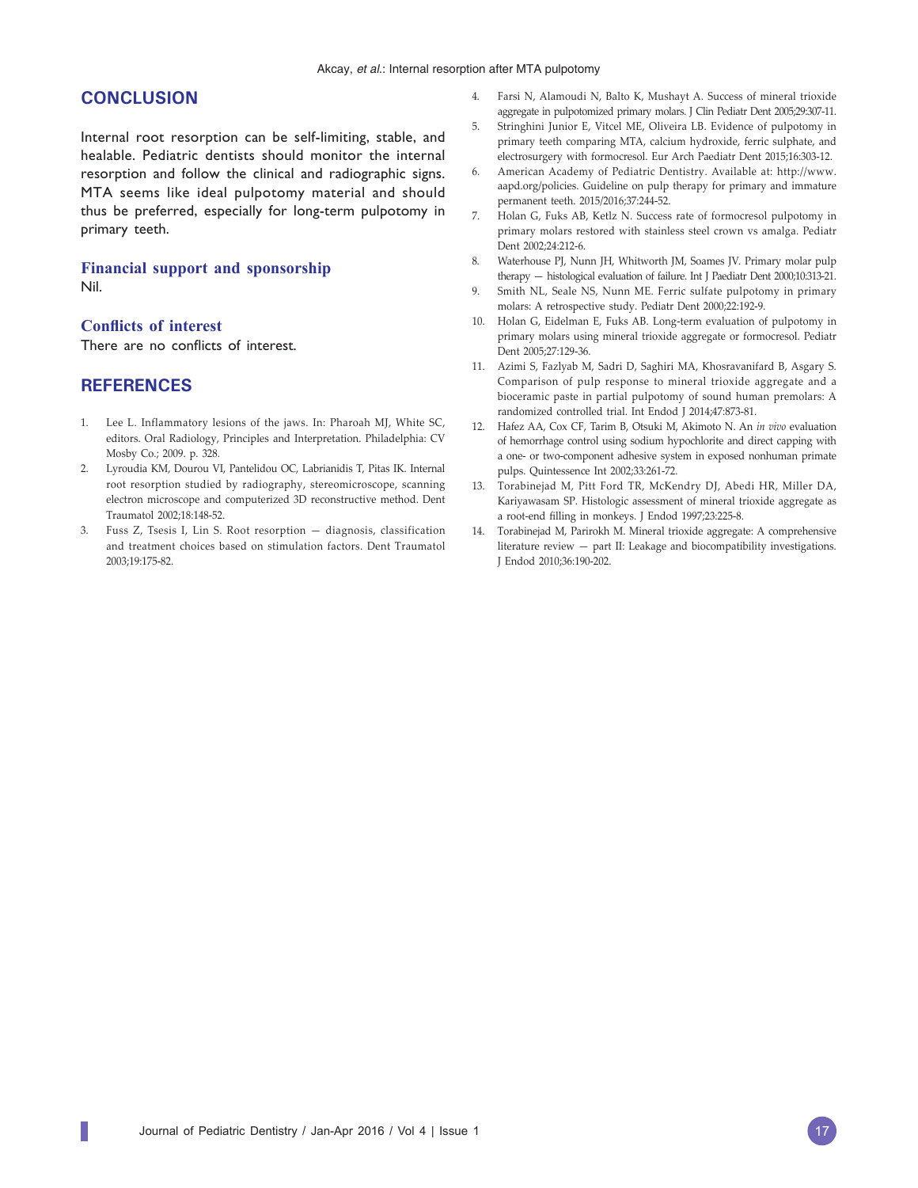## CONCLUSION

Internal root resorption can be self-limiting, stable, and healable. Pediatric dentists should monitor the internal resorption and follow the clinical and radiographic signs. MTA seems like ideal pulpotomy material and should thus be preferred, especially for long-term pulpotomy in primary teeth.

### Financial support and sponsorship

Nil.

### Conflicts of interest

There are no conflicts of interest.

## REFERENCES

1. Lee L. Inflammatory lesions of the jaws. In: Pharoah MJ, White SC, editors. Oral Radiology, Principles and Interpretation. Philadelphia: CV Mosby Co.; 2009. p. 328.
2. Lyroudia KM, Dourou VI, Pantelidou OC, Labrianidis T, Pitas IK. Internal root resorption studied by radiography, stereomicroscope, scanning electron microscope and computerized 3D reconstructive method. Dent Traumatol 2002;18:148-52.
3. Fuss Z, Tsesis I, Lin S. Root resorption — diagnosis, classification and treatment choices based on stimulation factors. Dent Traumatol 2003;19:175-82.
4. Farsi N, Alamoudi N, Balto K, Mushayt A. Success of mineral trioxide aggregate in pulpotomized primary molars. J Clin Pediatr Dent 2005;29:307-11.
5. Stringhini Junior E, Vitcel ME, Oliveira LB. Evidence of pulpotomy in primary teeth comparing MTA, calcium hydroxide, ferric sulphate, and electrosurgery with formocresol. Eur Arch Paediatr Dent 2015;16:303-12.
6. American Academy of Pediatric Dentistry. Available at: http://www.aapd.org/policies. Guideline on pulp therapy for primary and immature permanent teeth. 2015/2016;37:244-52.
7. Holan G, Fuks AB, Ketlz N. Success rate of formocresol pulpotomy in primary molars restored with stainless steel crown vs amalga. Pediatr Dent 2002;24:212-6.
8. Waterhouse PJ, Nunn JH, Whitworth JM, Soames JV. Primary molar pulp therapy — histological evaluation of failure. Int J Paediatr Dent 2000;10:313-21.
9. Smith NL, Seale NS, Nunn ME. Ferric sulfate pulpotomy in primary molars: A retrospective study. Pediatr Dent 2000;22:192-9.
10. Holan G, Eidelman E, Fuks AB. Long-term evaluation of pulpotomy in primary molars using mineral trioxide aggregate or formocresol. Pediatr Dent 2005;27:129-36.
11. Azimi S, Fazlyab M, Sadri D, Saghiri MA, Khosravanifard B, Asgary S. Comparison of pulp response to mineral trioxide aggregate and a bioceramic paste in partial pulpotomy of sound human premolars: A randomized controlled trial. Int Endod J 2014;47:873-81.
12. Hafez AA, Cox CF, Tarim B, Otsuki M, Akimoto N. An *in vivo* evaluation of hemorrhage control using sodium hypochlorite and direct capping with a one- or two-component adhesive system in exposed nonhuman primate pulps. Quintessence Int 2002;33:261-72.
13. Torabinejad M, Pitt Ford TR, McKendry DJ, Abedi HR, Miller DA, Kariyawasam SP. Histologic assessment of mineral trioxide aggregate as a root-end filling in monkeys. J Endod 1997;23:225-8.
14. Torabinejad M, Parirokh M. Mineral trioxide aggregate: A comprehensive literature review — part II: Leakage and biocompatibility investigations. J Endod 2010;36:190-202.